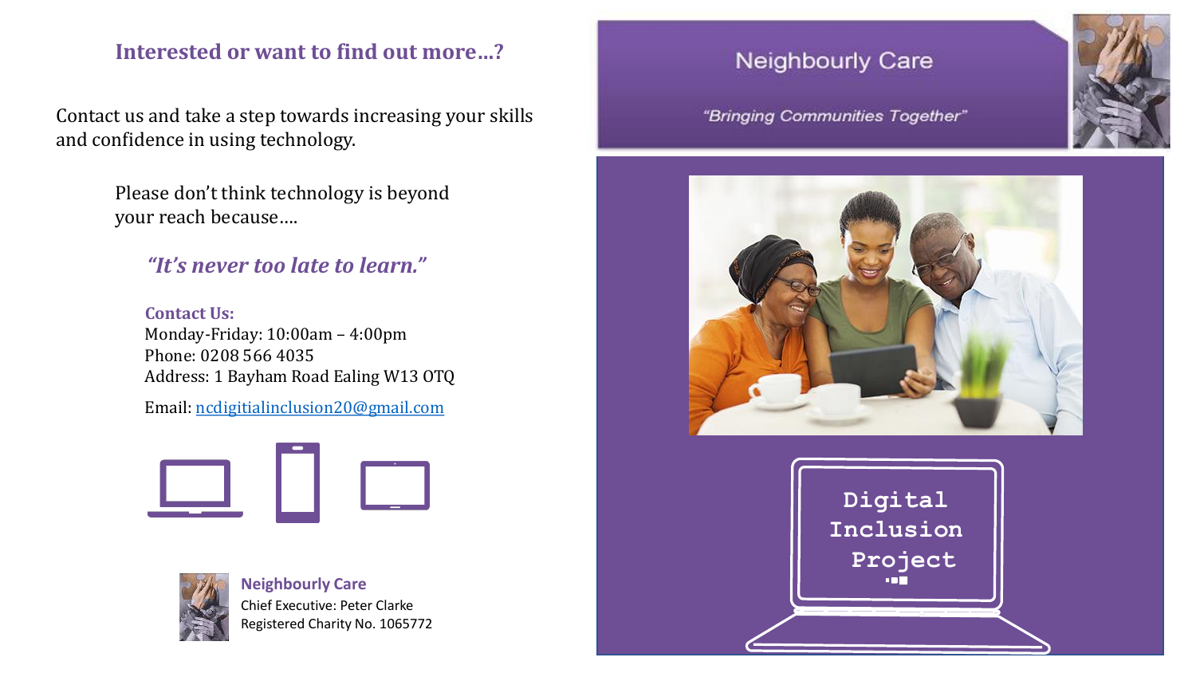## Interested or want to find out more…?

Contact us and take a step towards increasing your skills and confidence in using technology.

Please don't think technology is beyond your reach because….

*"It's never too late to learn."*

**Contact Us:**
Monday-Friday: 10:00am – 4:00pm
Phone: 0208 566 4035
Address: 1 Bayham Road Ealing W13 0TQ

Email: ncdigitialinclusion20@gmail.com

**Neighbourly Care**
Chief Executive: Peter Clarke
Registered Charity No. 1065772

# Neighbourly Care

*"Bringing Communities Together"*

## Digital Inclusion Project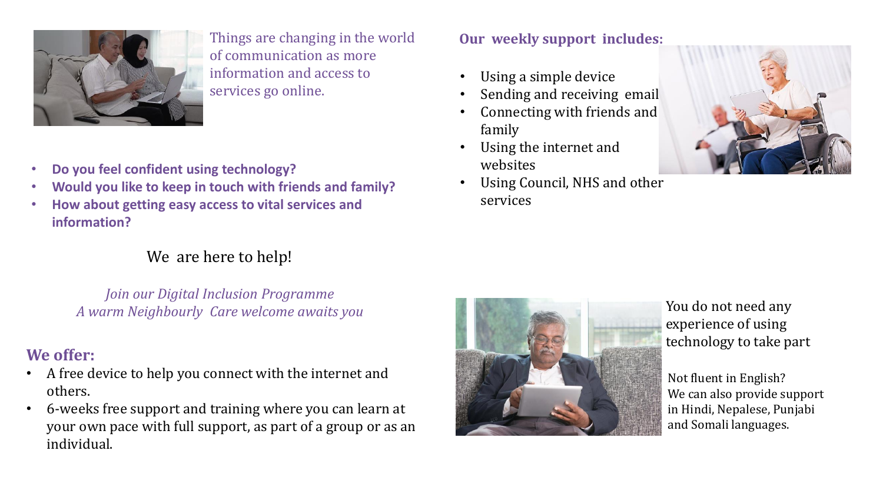Things are changing in the world of communication as more information and access to services go online.

- **Do you feel confident using technology?**
- **Would you like to keep in touch with friends and family?**
- **How about getting easy access to vital services and information?**

We are here to help!

*Join our Digital Inclusion Programme*
*A warm Neighbourly Care welcome awaits you*

## We offer:

- A free device to help you connect with the internet and others.
- 6-weeks free support and training where you can learn at your own pace with full support, as part of a group or as an individual.

## Our weekly support includes:

- Using a simple device
- Sending and receiving email
- Connecting with friends and family
- Using the internet and websites
- Using Council, NHS and other services

You do not need any experience of using technology to take part

Not fluent in English?
We can also provide support in Hindi, Nepalese, Punjabi and Somali languages.